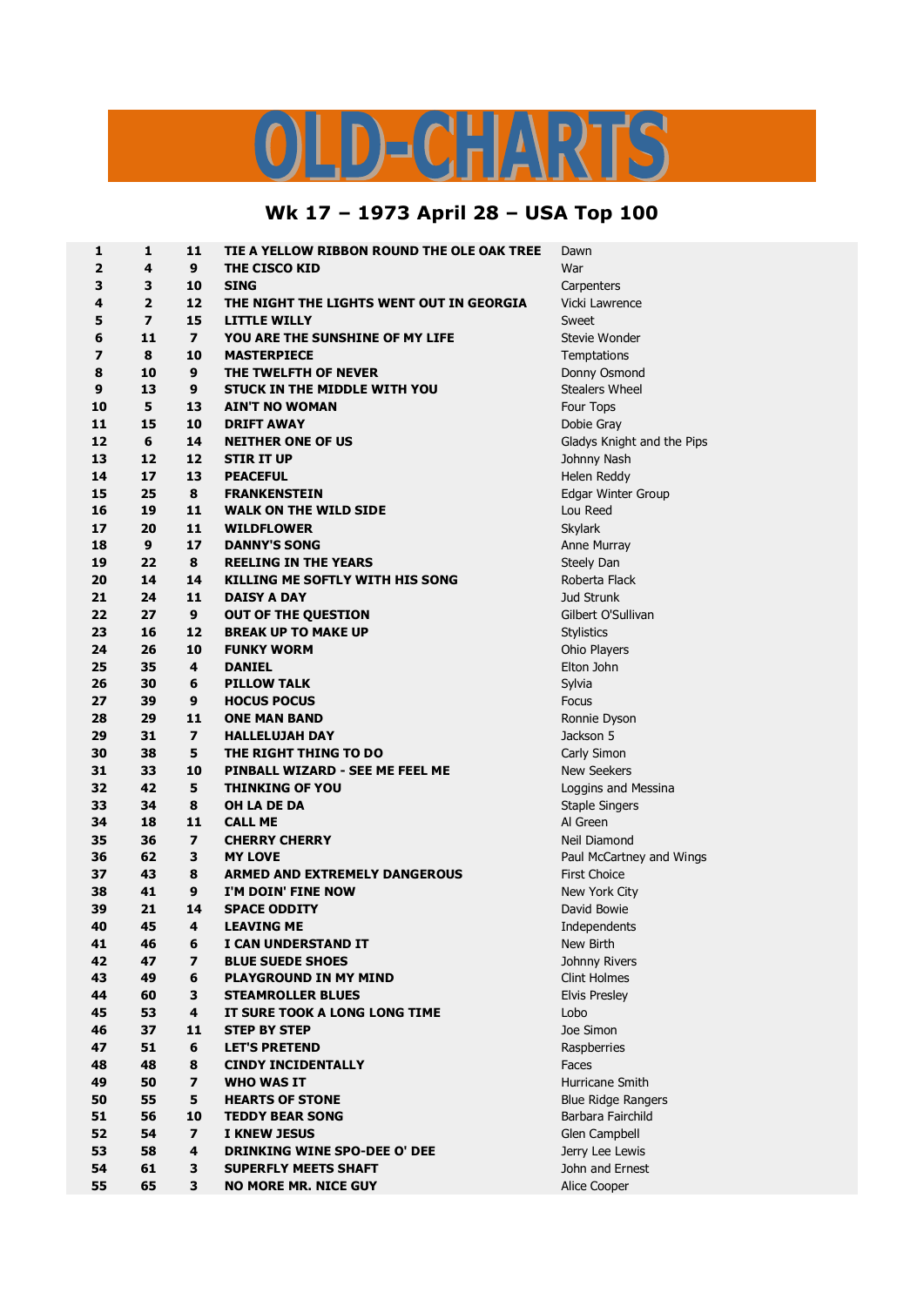# OLD-CHARTS

## Wk 17 – 1973 April 28 – USA Top 100

| | | | | |
|---|---|---|---|---|
| 1 | 1 | 11 | TIE A YELLOW RIBBON ROUND THE OLE OAK TREE | Dawn |
| 2 | 4 | 9 | THE CISCO KID | War |
| 3 | 3 | 10 | SING | Carpenters |
| 4 | 2 | 12 | THE NIGHT THE LIGHTS WENT OUT IN GEORGIA | Vicki Lawrence |
| 5 | 7 | 15 | LITTLE WILLY | Sweet |
| 6 | 11 | 7 | YOU ARE THE SUNSHINE OF MY LIFE | Stevie Wonder |
| 7 | 8 | 10 | MASTERPIECE | Temptations |
| 8 | 10 | 9 | THE TWELFTH OF NEVER | Donny Osmond |
| 9 | 13 | 9 | STUCK IN THE MIDDLE WITH YOU | Stealers Wheel |
| 10 | 5 | 13 | AIN'T NO WOMAN | Four Tops |
| 11 | 15 | 10 | DRIFT AWAY | Dobie Gray |
| 12 | 6 | 14 | NEITHER ONE OF US | Gladys Knight and the Pips |
| 13 | 12 | 12 | STIR IT UP | Johnny Nash |
| 14 | 17 | 13 | PEACEFUL | Helen Reddy |
| 15 | 25 | 8 | FRANKENSTEIN | Edgar Winter Group |
| 16 | 19 | 11 | WALK ON THE WILD SIDE | Lou Reed |
| 17 | 20 | 11 | WILDFLOWER | Skylark |
| 18 | 9 | 17 | DANNY'S SONG | Anne Murray |
| 19 | 22 | 8 | REELING IN THE YEARS | Steely Dan |
| 20 | 14 | 14 | KILLING ME SOFTLY WITH HIS SONG | Roberta Flack |
| 21 | 24 | 11 | DAISY A DAY | Jud Strunk |
| 22 | 27 | 9 | OUT OF THE QUESTION | Gilbert O'Sullivan |
| 23 | 16 | 12 | BREAK UP TO MAKE UP | Stylistics |
| 24 | 26 | 10 | FUNKY WORM | Ohio Players |
| 25 | 35 | 4 | DANIEL | Elton John |
| 26 | 30 | 6 | PILLOW TALK | Sylvia |
| 27 | 39 | 9 | HOCUS POCUS | Focus |
| 28 | 29 | 11 | ONE MAN BAND | Ronnie Dyson |
| 29 | 31 | 7 | HALLELUJAH DAY | Jackson 5 |
| 30 | 38 | 5 | THE RIGHT THING TO DO | Carly Simon |
| 31 | 33 | 10 | PINBALL WIZARD - SEE ME FEEL ME | New Seekers |
| 32 | 42 | 5 | THINKING OF YOU | Loggins and Messina |
| 33 | 34 | 8 | OH LA DE DA | Staple Singers |
| 34 | 18 | 11 | CALL ME | Al Green |
| 35 | 36 | 7 | CHERRY CHERRY | Neil Diamond |
| 36 | 62 | 3 | MY LOVE | Paul McCartney and Wings |
| 37 | 43 | 8 | ARMED AND EXTREMELY DANGEROUS | First Choice |
| 38 | 41 | 9 | I'M DOIN' FINE NOW | New York City |
| 39 | 21 | 14 | SPACE ODDITY | David Bowie |
| 40 | 45 | 4 | LEAVING ME | Independents |
| 41 | 46 | 6 | I CAN UNDERSTAND IT | New Birth |
| 42 | 47 | 7 | BLUE SUEDE SHOES | Johnny Rivers |
| 43 | 49 | 6 | PLAYGROUND IN MY MIND | Clint Holmes |
| 44 | 60 | 3 | STEAMROLLER BLUES | Elvis Presley |
| 45 | 53 | 4 | IT SURE TOOK A LONG LONG TIME | Lobo |
| 46 | 37 | 11 | STEP BY STEP | Joe Simon |
| 47 | 51 | 6 | LET'S PRETEND | Raspberries |
| 48 | 48 | 8 | CINDY INCIDENTALLY | Faces |
| 49 | 50 | 7 | WHO WAS IT | Hurricane Smith |
| 50 | 55 | 5 | HEARTS OF STONE | Blue Ridge Rangers |
| 51 | 56 | 10 | TEDDY BEAR SONG | Barbara Fairchild |
| 52 | 54 | 7 | I KNEW JESUS | Glen Campbell |
| 53 | 58 | 4 | DRINKING WINE SPO-DEE O' DEE | Jerry Lee Lewis |
| 54 | 61 | 3 | SUPERFLY MEETS SHAFT | John and Ernest |
| 55 | 65 | 3 | NO MORE MR. NICE GUY | Alice Cooper |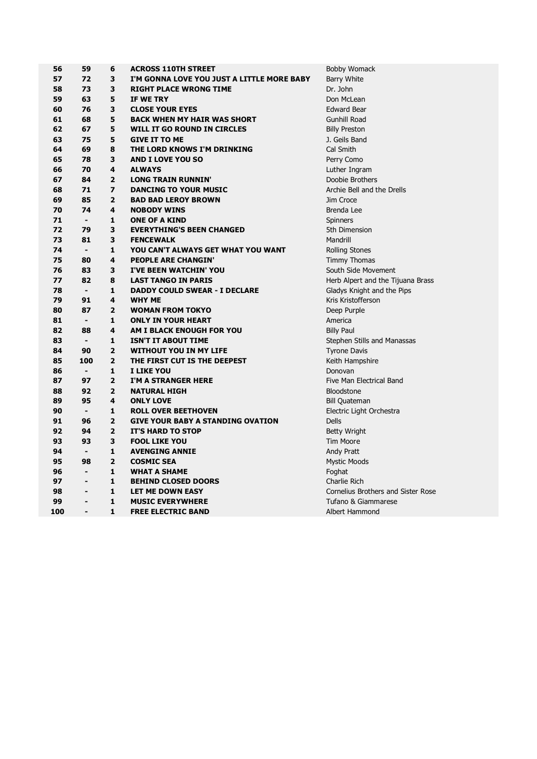| | | | | |
|---|---|---|---|---|
| **56** | **59** | **6** | **ACROSS 110TH STREET** | Bobby Womack |
| **57** | **72** | **3** | **I'M GONNA LOVE YOU JUST A LITTLE MORE BABY** | Barry White |
| **58** | **73** | **3** | **RIGHT PLACE WRONG TIME** | Dr. John |
| **59** | **63** | **5** | **IF WE TRY** | Don McLean |
| **60** | **76** | **3** | **CLOSE YOUR EYES** | Edward Bear |
| **61** | **68** | **5** | **BACK WHEN MY HAIR WAS SHORT** | Gunhill Road |
| **62** | **67** | **5** | **WILL IT GO ROUND IN CIRCLES** | Billy Preston |
| **63** | **75** | **5** | **GIVE IT TO ME** | J. Geils Band |
| **64** | **69** | **8** | **THE LORD KNOWS I'M DRINKING** | Cal Smith |
| **65** | **78** | **3** | **AND I LOVE YOU SO** | Perry Como |
| **66** | **70** | **4** | **ALWAYS** | Luther Ingram |
| **67** | **84** | **2** | **LONG TRAIN RUNNIN'** | Doobie Brothers |
| **68** | **71** | **7** | **DANCING TO YOUR MUSIC** | Archie Bell and the Drells |
| **69** | **85** | **2** | **BAD BAD LEROY BROWN** | Jim Croce |
| **70** | **74** | **4** | **NOBODY WINS** | Brenda Lee |
| **71** | **-** | **1** | **ONE OF A KIND** | Spinners |
| **72** | **79** | **3** | **EVERYTHING'S BEEN CHANGED** | 5th Dimension |
| **73** | **81** | **3** | **FENCEWALK** | Mandrill |
| **74** | **-** | **1** | **YOU CAN'T ALWAYS GET WHAT YOU WANT** | Rolling Stones |
| **75** | **80** | **4** | **PEOPLE ARE CHANGIN'** | Timmy Thomas |
| **76** | **83** | **3** | **I'VE BEEN WATCHIN' YOU** | South Side Movement |
| **77** | **82** | **8** | **LAST TANGO IN PARIS** | Herb Alpert and the Tijuana Brass |
| **78** | **-** | **1** | **DADDY COULD SWEAR - I DECLARE** | Gladys Knight and the Pips |
| **79** | **91** | **4** | **WHY ME** | Kris Kristofferson |
| **80** | **87** | **2** | **WOMAN FROM TOKYO** | Deep Purple |
| **81** | **-** | **1** | **ONLY IN YOUR HEART** | America |
| **82** | **88** | **4** | **AM I BLACK ENOUGH FOR YOU** | Billy Paul |
| **83** | **-** | **1** | **ISN'T IT ABOUT TIME** | Stephen Stills and Manassas |
| **84** | **90** | **2** | **WITHOUT YOU IN MY LIFE** | Tyrone Davis |
| **85** | **100** | **2** | **THE FIRST CUT IS THE DEEPEST** | Keith Hampshire |
| **86** | **-** | **1** | **I LIKE YOU** | Donovan |
| **87** | **97** | **2** | **I'M A STRANGER HERE** | Five Man Electrical Band |
| **88** | **92** | **2** | **NATURAL HIGH** | Bloodstone |
| **89** | **95** | **4** | **ONLY LOVE** | Bill Quateman |
| **90** | **-** | **1** | **ROLL OVER BEETHOVEN** | Electric Light Orchestra |
| **91** | **96** | **2** | **GIVE YOUR BABY A STANDING OVATION** | Dells |
| **92** | **94** | **2** | **IT'S HARD TO STOP** | Betty Wright |
| **93** | **93** | **3** | **FOOL LIKE YOU** | Tim Moore |
| **94** | **-** | **1** | **AVENGING ANNIE** | Andy Pratt |
| **95** | **98** | **2** | **COSMIC SEA** | Mystic Moods |
| **96** | **-** | **1** | **WHAT A SHAME** | Foghat |
| **97** | **-** | **1** | **BEHIND CLOSED DOORS** | Charlie Rich |
| **98** | **-** | **1** | **LET ME DOWN EASY** | Cornelius Brothers and Sister Rose |
| **99** | **-** | **1** | **MUSIC EVERYWHERE** | Tufano & Giammarese |
| **100** | **-** | **1** | **FREE ELECTRIC BAND** | Albert Hammond |